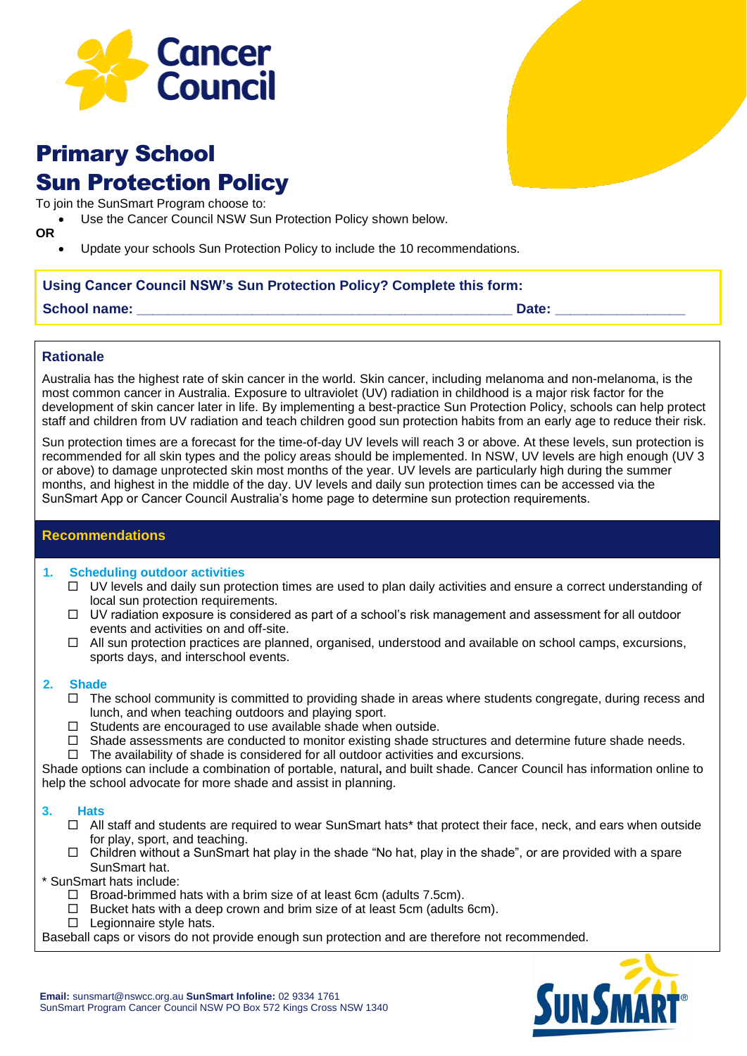Cancer Council

# Primary School Sun Protection Policy

To join the SunSmart Program choose to:

- Use the Cancer Council NSW Sun Protection Policy shown below.

**OR**

- Update your schools Sun Protection Policy to include the 10 recommendations.

**Using Cancer Council NSW's Sun Protection Policy? Complete this form:**

**School name:** ______________________________________________ **Date:** ________________

## Rationale

Australia has the highest rate of skin cancer in the world. Skin cancer, including melanoma and non-melanoma, is the most common cancer in Australia. Exposure to ultraviolet (UV) radiation in childhood is a major risk factor for the development of skin cancer later in life. By implementing a best-practice Sun Protection Policy, schools can help protect staff and children from UV radiation and teach children good sun protection habits from an early age to reduce their risk.

Sun protection times are a forecast for the time-of-day UV levels will reach 3 or above. At these levels, sun protection is recommended for all skin types and the policy areas should be implemented. In NSW, UV levels are high enough (UV 3 or above) to damage unprotected skin most months of the year. UV levels are particularly high during the summer months, and highest in the middle of the day. UV levels and daily sun protection times can be accessed via the SunSmart App or Cancer Council Australia's home page to determine sun protection requirements.

## Recommendations

### 1. Scheduling outdoor activities

- ☐ UV levels and daily sun protection times are used to plan daily activities and ensure a correct understanding of local sun protection requirements.
- ☐ UV radiation exposure is considered as part of a school's risk management and assessment for all outdoor events and activities on and off-site.
- ☐ All sun protection practices are planned, organised, understood and available on school camps, excursions, sports days, and interschool events.

### 2. Shade

- ☐ The school community is committed to providing shade in areas where students congregate, during recess and lunch, and when teaching outdoors and playing sport.
- ☐ Students are encouraged to use available shade when outside.
- ☐ Shade assessments are conducted to monitor existing shade structures and determine future shade needs.
- ☐ The availability of shade is considered for all outdoor activities and excursions.

Shade options can include a combination of portable, natural**,** and built shade. Cancer Council has information online to help the school advocate for more shade and assist in planning.

### 3. Hats

- ☐ All staff and students are required to wear SunSmart hats* that protect their face, neck, and ears when outside for play, sport, and teaching.
- ☐ Children without a SunSmart hat play in the shade "No hat, play in the shade", or are provided with a spare SunSmart hat.

* SunSmart hats include:

- ☐ Broad-brimmed hats with a brim size of at least 6cm (adults 7.5cm).
- ☐ Bucket hats with a deep crown and brim size of at least 5cm (adults 6cm).
- ☐ Legionnaire style hats.

Baseball caps or visors do not provide enough sun protection and are therefore not recommended.

**Email:** sunsmart@nswcc.org.au **SunSmart Infoline:** 02 9334 1761
SunSmart Program Cancer Council NSW PO Box 572 Kings Cross NSW 1340

SunSmart®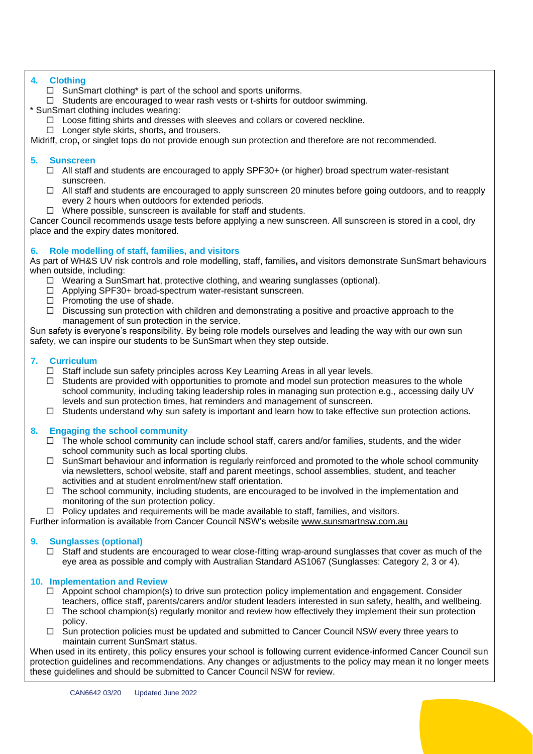## 4. Clothing

- ☐ SunSmart clothing* is part of the school and sports uniforms.
- ☐ Students are encouraged to wear rash vests or t-shirts for outdoor swimming.

\* SunSmart clothing includes wearing:

- ☐ Loose fitting shirts and dresses with sleeves and collars or covered neckline.
- ☐ Longer style skirts, shorts, and trousers.

Midriff, crop, or singlet tops do not provide enough sun protection and therefore are not recommended.

## 5. Sunscreen

- ☐ All staff and students are encouraged to apply SPF30+ (or higher) broad spectrum water-resistant sunscreen.
- ☐ All staff and students are encouraged to apply sunscreen 20 minutes before going outdoors, and to reapply every 2 hours when outdoors for extended periods.
- ☐ Where possible, sunscreen is available for staff and students.

Cancer Council recommends usage tests before applying a new sunscreen. All sunscreen is stored in a cool, dry place and the expiry dates monitored.

## 6. Role modelling of staff, families, and visitors

As part of WH&S UV risk controls and role modelling, staff, families, and visitors demonstrate SunSmart behaviours when outside, including:

- ☐ Wearing a SunSmart hat, protective clothing, and wearing sunglasses (optional).
- ☐ Applying SPF30+ broad-spectrum water-resistant sunscreen.
- ☐ Promoting the use of shade.
- ☐ Discussing sun protection with children and demonstrating a positive and proactive approach to the management of sun protection in the service.

Sun safety is everyone's responsibility. By being role models ourselves and leading the way with our own sun safety, we can inspire our students to be SunSmart when they step outside.

## 7. Curriculum

- ☐ Staff include sun safety principles across Key Learning Areas in all year levels.
- ☐ Students are provided with opportunities to promote and model sun protection measures to the whole school community, including taking leadership roles in managing sun protection e.g., accessing daily UV levels and sun protection times, hat reminders and management of sunscreen.
- ☐ Students understand why sun safety is important and learn how to take effective sun protection actions.

## 8. Engaging the school community

- ☐ The whole school community can include school staff, carers and/or families, students, and the wider school community such as local sporting clubs.
- ☐ SunSmart behaviour and information is regularly reinforced and promoted to the whole school community via newsletters, school website, staff and parent meetings, school assemblies, student, and teacher activities and at student enrolment/new staff orientation.
- ☐ The school community, including students, are encouraged to be involved in the implementation and monitoring of the sun protection policy.
- ☐ Policy updates and requirements will be made available to staff, families, and visitors.

Further information is available from Cancer Council NSW's website www.sunsmartnsw.com.au

## 9. Sunglasses (optional)

- ☐ Staff and students are encouraged to wear close-fitting wrap-around sunglasses that cover as much of the eye area as possible and comply with Australian Standard AS1067 (Sunglasses: Category 2, 3 or 4).

## 10. Implementation and Review

- ☐ Appoint school champion(s) to drive sun protection policy implementation and engagement. Consider teachers, office staff, parents/carers and/or student leaders interested in sun safety, health, and wellbeing.
- ☐ The school champion(s) regularly monitor and review how effectively they implement their sun protection policy.
- ☐ Sun protection policies must be updated and submitted to Cancer Council NSW every three years to maintain current SunSmart status.

When used in its entirety, this policy ensures your school is following current evidence-informed Cancer Council sun protection guidelines and recommendations. Any changes or adjustments to the policy may mean it no longer meets these guidelines and should be submitted to Cancer Council NSW for review.

CAN6642 03/20 Updated June 2022